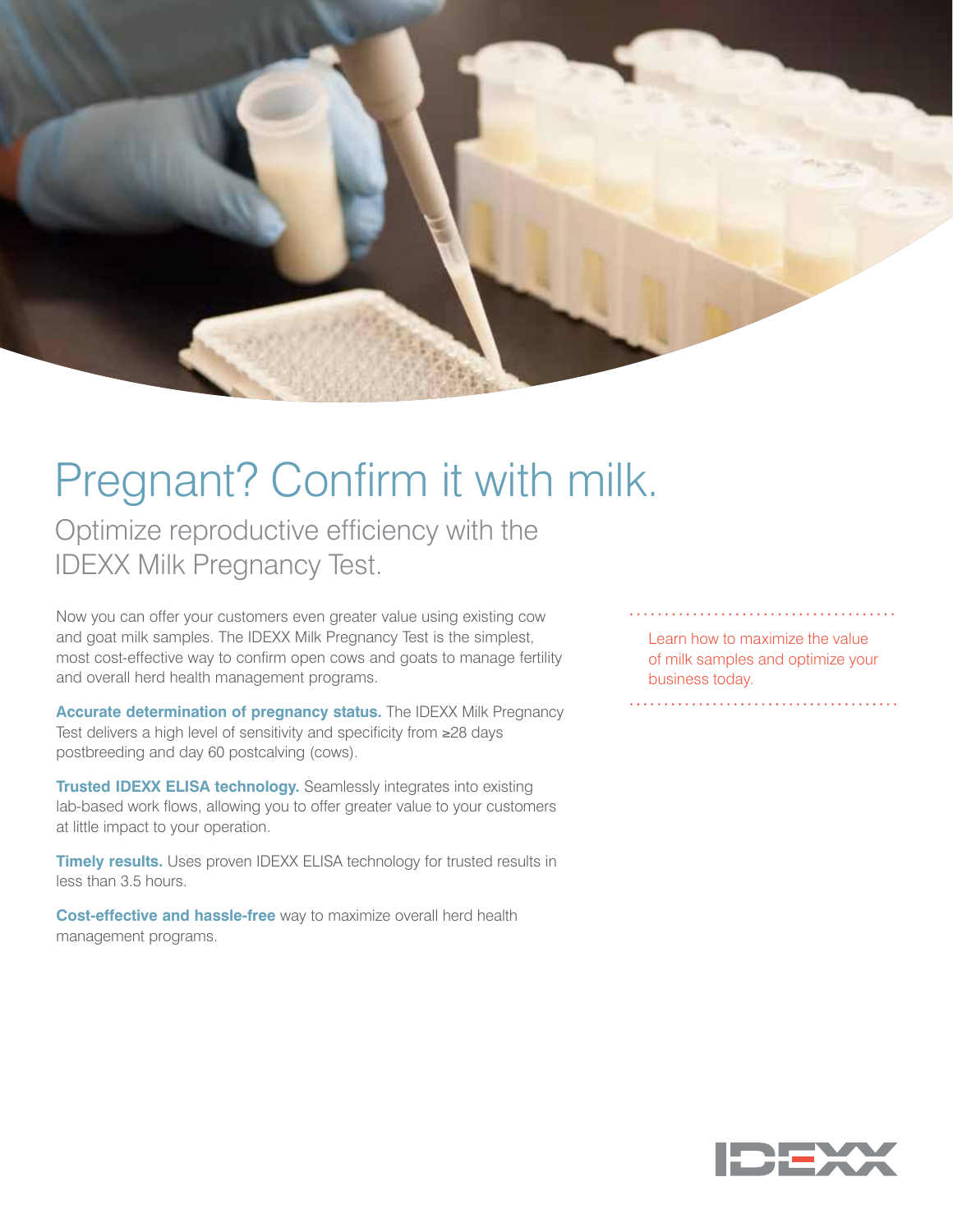# Pregnant? Confirm it with milk.

## Optimize reproductive efficiency with the IDEXX Milk Pregnancy Test.

Now you can offer your customers even greater value using existing cow and goat milk samples. The IDEXX Milk Pregnancy Test is the simplest, most cost-effective way to confirm open cows and goats to manage fertility and overall herd health management programs.

**Accurate determination of pregnancy status.** The IDEXX Milk Pregnancy Test delivers a high level of sensitivity and specificity from ≥28 days postbreeding and day 60 postcalving (cows).

**Trusted IDEXX ELISA technology.** Seamlessly integrates into existing lab-based work flows, allowing you to offer greater value to your customers at little impact to your operation.

**Timely results.** Uses proven IDEXX ELISA technology for trusted results in less than 3.5 hours.

**Cost-effective and hassle-free** way to maximize overall herd health management programs.

Learn how to maximize the value of milk samples and optimize your business today.

IDEXX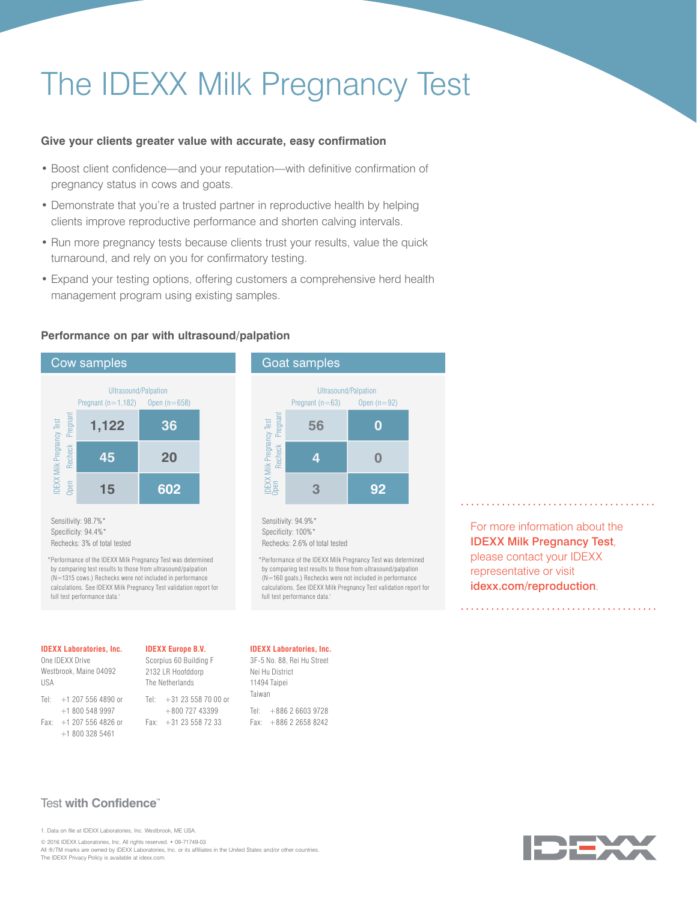# The IDEXX Milk Pregnancy Test

**Give your clients greater value with accurate, easy confirmation**

- Boost client confidence—and your reputation—with definitive confirmation of pregnancy status in cows and goats.
- Demonstrate that you're a trusted partner in reproductive health by helping clients improve reproductive performance and shorten calving intervals.
- Run more pregnancy tests because clients trust your results, value the quick turnaround, and rely on you for confirmatory testing.
- Expand your testing options, offering customers a comprehensive herd health management program using existing samples.

**Performance on par with ultrasound/palpation**

## Cow samples

| IDEXX Milk Pregnancy Test | Ultrasound/Palpation: Pregnant (n=1,182) | Ultrasound/Palpation: Open (n=658) |
|---|---|---|
| Pregnant | 1,122 | 36 |
| Recheck | 45 | 20 |
| Open | 15 | 602 |

Sensitivity: 98.7%*
Specificity: 94.4%*
Rechecks: 3% of total tested

*Performance of the IDEXX Milk Pregnancy Test was determined by comparing test results to those from ultrasound/palpation (N=1315 cows.) Rechecks were not included in performance calculations. See IDEXX Milk Pregnancy Test validation report for full test performance data.[1]

## Goat samples

| IDEXX Milk Pregnancy Test | Ultrasound/Palpation: Pregnant (n=63) | Ultrasound/Palpation: Open (n=92) |
|---|---|---|
| Pregnant | 56 | 0 |
| Recheck | 4 | 0 |
| Open | 3 | 92 |

Sensitivity: 94.9%*
Specificity: 100%*
Rechecks: 2.6% of total tested

*Performance of the IDEXX Milk Pregnancy Test was determined by comparing test results to those from ultrasound/palpation (N=160 goats.) Rechecks were not included in performance calculations. See IDEXX Milk Pregnancy Test validation report for full test performance data.[1]

For more information about the **IDEXX Milk Pregnancy Test**, please contact your IDEXX representative or visit **idexx.com/reproduction**.

**IDEXX Laboratories, Inc.**
One IDEXX Drive
Westbrook, Maine 04092
USA
Tel: +1 207 556 4890 or +1 800 548 9997
Fax: +1 207 556 4826 or +1 800 328 5461

**IDEXX Europe B.V.**
Scorpius 60 Building F
2132 LR Hoofddorp
The Netherlands
Tel: +31 23 558 70 00 or +800 727 43399
Fax: +31 23 558 72 33

**IDEXX Laboratories, Inc.**
3F-5 No. 88, Rei Hu Street
Nei Hu District
11494 Taipei
Taiwan
Tel: +886 2 6603 9728
Fax: +886 2 2658 8242

Test **with Confidence**™

1. Data on file at IDEXX Laboratories, Inc. Westbrook, ME USA.

© 2016 IDEXX Laboratories, Inc. All rights reserved. • 09-71749-03
All ®/TM marks are owned by IDEXX Laboratories, Inc. or its affiliates in the United States and/or other countries.
The IDEXX Privacy Policy is available at idexx.com.